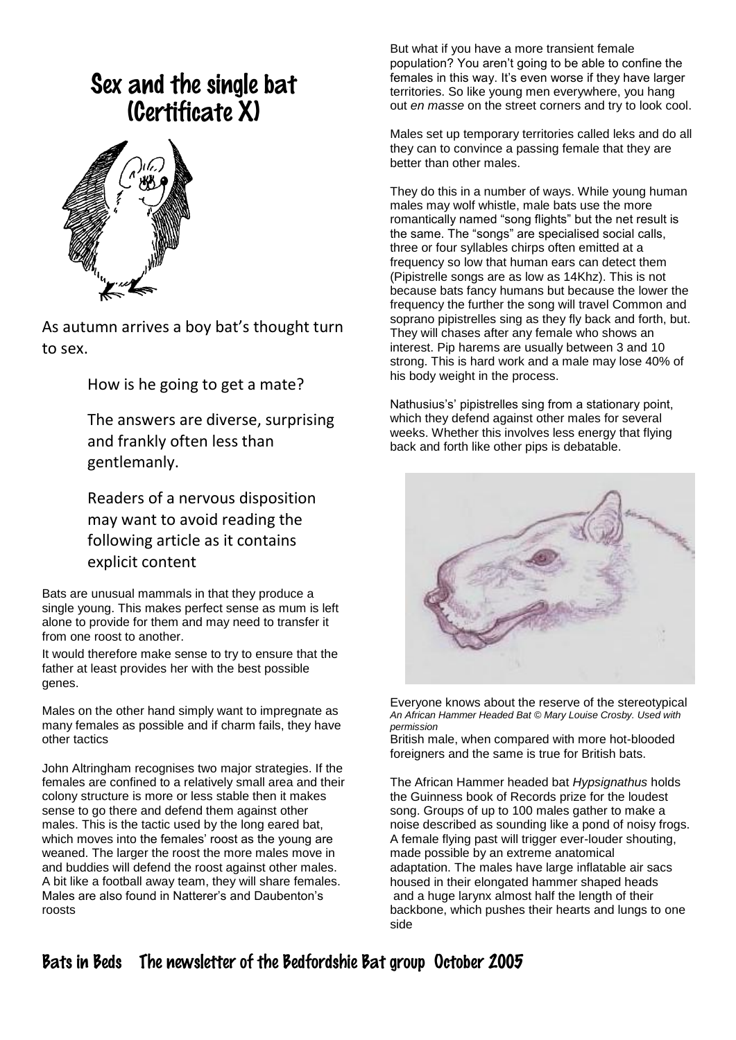# Sex and the single bat (Certificate X)

As autumn arrives a boy bat's thought turn to sex.

How is he going to get a mate?

The answers are diverse, surprising and frankly often less than gentlemanly.

Readers of a nervous disposition may want to avoid reading the following article as it contains explicit content

Bats are unusual mammals in that they produce a single young. This makes perfect sense as mum is left alone to provide for them and may need to transfer it from one roost to another.

It would therefore make sense to try to ensure that the father at least provides her with the best possible genes.

Males on the other hand simply want to impregnate as many females as possible and if charm fails, they have other tactics

John Altringham recognises two major strategies. If the females are confined to a relatively small area and their colony structure is more or less stable then it makes sense to go there and defend them against other males. This is the tactic used by the long eared bat, which moves into the females' roost as the young are weaned. The larger the roost the more males move in and buddies will defend the roost against other males. A bit like a football away team, they will share females. Males are also found in Natterer's and Daubenton's roosts

But what if you have a more transient female population? You aren't going to be able to confine the females in this way. It's even worse if they have larger territories. So like young men everywhere, you hang out *en masse* on the street corners and try to look cool.

Males set up temporary territories called leks and do all they can to convince a passing female that they are better than other males.

They do this in a number of ways. While young human males may wolf whistle, male bats use the more romantically named "song flights" but the net result is the same. The "songs" are specialised social calls, three or four syllables chirps often emitted at a frequency so low that human ears can detect them (Pipistrelle songs are as low as 14Khz). This is not because bats fancy humans but because the lower the frequency the further the song will travel Common and soprano pipistrelles sing as they fly back and forth, but. They will chases after any female who shows an interest. Pip harems are usually between 3 and 10 strong. This is hard work and a male may lose 40% of his body weight in the process.

Nathusius's' pipistrelles sing from a stationary point, which they defend against other males for several weeks. Whether this involves less energy that flying back and forth like other pips is debatable.

*An African Hammer Headed Bat © Mary Louise Crosby. Used with permission*

Everyone knows about the reserve of the stereotypical British male, when compared with more hot-blooded foreigners and the same is true for British bats.

The African Hammer headed bat *Hypsignathus* holds the Guinness book of Records prize for the loudest song. Groups of up to 100 males gather to make a noise described as sounding like a pond of noisy frogs. A female flying past will trigger ever-louder shouting, made possible by an extreme anatomical adaptation. The males have large inflatable air sacs housed in their elongated hammer shaped heads and a huge larynx almost half the length of their backbone, which pushes their hearts and lungs to one side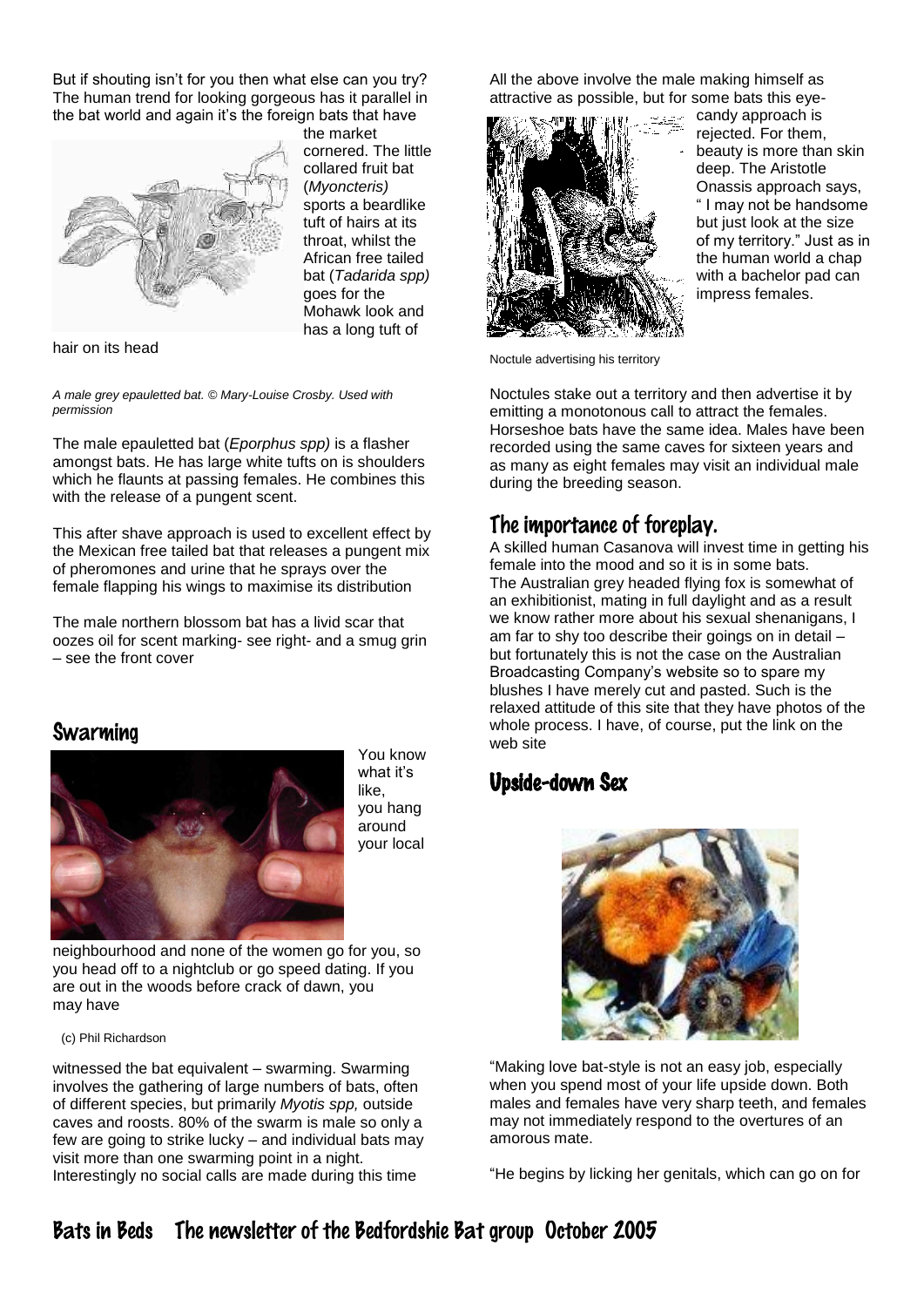But if shouting isn't for you then what else can you try? The human trend for looking gorgeous has it parallel in the bat world and again it's the foreign bats that have the market cornered. The little collared fruit bat (*Myoncteris)* sports a beardlike tuft of hairs at its throat, whilst the African free tailed bat (*Tadarida spp)* goes for the Mohawk look and has a long tuft of hair on its head

*A male grey epauletted bat. © Mary-Louise Crosby. Used with permission*

The male epauletted bat (*Eporphus spp)* is a flasher amongst bats. He has large white tufts on is shoulders which he flaunts at passing females. He combines this with the release of a pungent scent.

This after shave approach is used to excellent effect by the Mexican free tailed bat that releases a pungent mix of pheromones and urine that he sprays over the female flapping his wings to maximise its distribution

The male northern blossom bat has a livid scar that oozes oil for scent marking- see right- and a smug grin – see the front cover

## Swarming

You know what it's like, you hang around your local neighbourhood and none of the women go for you, so you head off to a nightclub or go speed dating. If you are out in the woods before crack of dawn, you may have witnessed the bat equivalent – swarming. Swarming involves the gathering of large numbers of bats, often of different species, but primarily *Myotis spp,* outside caves and roosts. 80% of the swarm is male so only a few are going to strike lucky – and individual bats may visit more than one swarming point in a night. Interestingly no social calls are made during this time

(c) Phil Richardson

All the above involve the male making himself as attractive as possible, but for some bats this eye-candy approach is rejected. For them, beauty is more than skin deep. The Aristotle Onassis approach says, " I may not be handsome but just look at the size of my territory." Just as in the human world a chap with a bachelor pad can impress females.

Noctule advertising his territory

Noctules stake out a territory and then advertise it by emitting a monotonous call to attract the females. Horseshoe bats have the same idea. Males have been recorded using the same caves for sixteen years and as many as eight females may visit an individual male during the breeding season.

## The importance of foreplay.

A skilled human Casanova will invest time in getting his female into the mood and so it is in some bats.
The Australian grey headed flying fox is somewhat of an exhibitionist, mating in full daylight and as a result we know rather more about his sexual shenanigans, I am far to shy too describe their goings on in detail – but fortunately this is not the case on the Australian Broadcasting Company's website so to spare my blushes I have merely cut and pasted. Such is the relaxed attitude of this site that they have photos of the whole process. I have, of course, put the link on the web site

## Upside-down Sex

"Making love bat-style is not an easy job, especially when you spend most of your life upside down. Both males and females have very sharp teeth, and females may not immediately respond to the overtures of an amorous mate.

"He begins by licking her genitals, which can go on for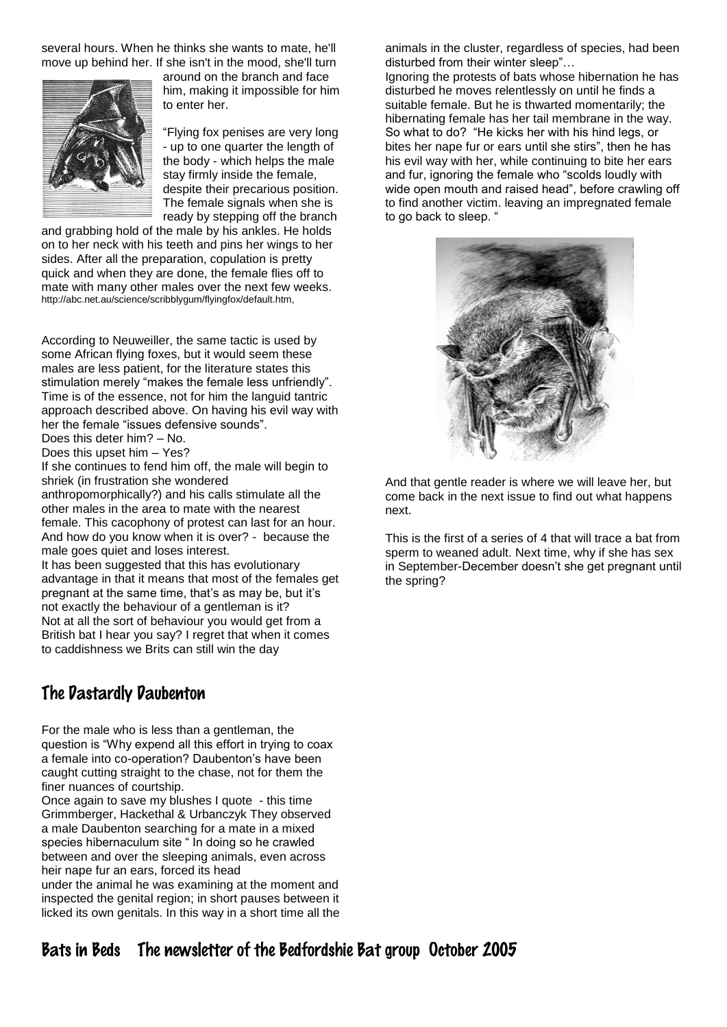several hours. When he thinks she wants to mate, he'll move up behind her. If she isn't in the mood, she'll turn around on the branch and face him, making it impossible for him to enter her.

"Flying fox penises are very long - up to one quarter the length of the body - which helps the male stay firmly inside the female, despite their precarious position. The female signals when she is ready by stepping off the branch and grabbing hold of the male by his ankles. He holds on to her neck with his teeth and pins her wings to her sides. After all the preparation, copulation is pretty quick and when they are done, the female flies off to mate with many other males over the next few weeks.
http://abc.net.au/science/scribblygum/flyingfox/default.htm,

According to Neuweiller, the same tactic is used by some African flying foxes, but it would seem these males are less patient, for the literature states this stimulation merely "makes the female less unfriendly". Time is of the essence, not for him the languid tantric approach described above. On having his evil way with her the female "issues defensive sounds".
Does this deter him? – No.
Does this upset him – Yes?
If she continues to fend him off, the male will begin to shriek (in frustration she wondered anthropomorphically?) and his calls stimulate all the other males in the area to mate with the nearest female. This cacophony of protest can last for an hour. And how do you know when it is over? - because the male goes quiet and loses interest.
It has been suggested that this has evolutionary advantage in that it means that most of the females get pregnant at the same time, that's as may be, but it's not exactly the behaviour of a gentleman is it?
Not at all the sort of behaviour you would get from a British bat I hear you say? I regret that when it comes to caddishness we Brits can still win the day

## The Dastardly Daubenton

For the male who is less than a gentleman, the question is "Why expend all this effort in trying to coax a female into co-operation? Daubenton's have been caught cutting straight to the chase, not for them the finer nuances of courtship.
Once again to save my blushes I quote - this time Grimmberger, Hackethal & Urbanczyk They observed a male Daubenton searching for a mate in a mixed species hibernaculum site " In doing so he crawled between and over the sleeping animals, even across heir nape fur an ears, forced its head
under the animal he was examining at the moment and inspected the genital region; in short pauses between it licked its own genitals. In this way in a short time all the animals in the cluster, regardless of species, had been disturbed from their winter sleep"…
Ignoring the protests of bats whose hibernation he has disturbed he moves relentlessly on until he finds a suitable female. But he is thwarted momentarily; the hibernating female has her tail membrane in the way. So what to do? "He kicks her with his hind legs, or bites her nape fur or ears until she stirs", then he has his evil way with her, while continuing to bite her ears and fur, ignoring the female who "scolds loudly with wide open mouth and raised head", before crawling off to find another victim. leaving an impregnated female to go back to sleep. "

And that gentle reader is where we will leave her, but come back in the next issue to find out what happens next.

This is the first of a series of 4 that will trace a bat from sperm to weaned adult. Next time, why if she has sex in September-December doesn't she get pregnant until the spring?